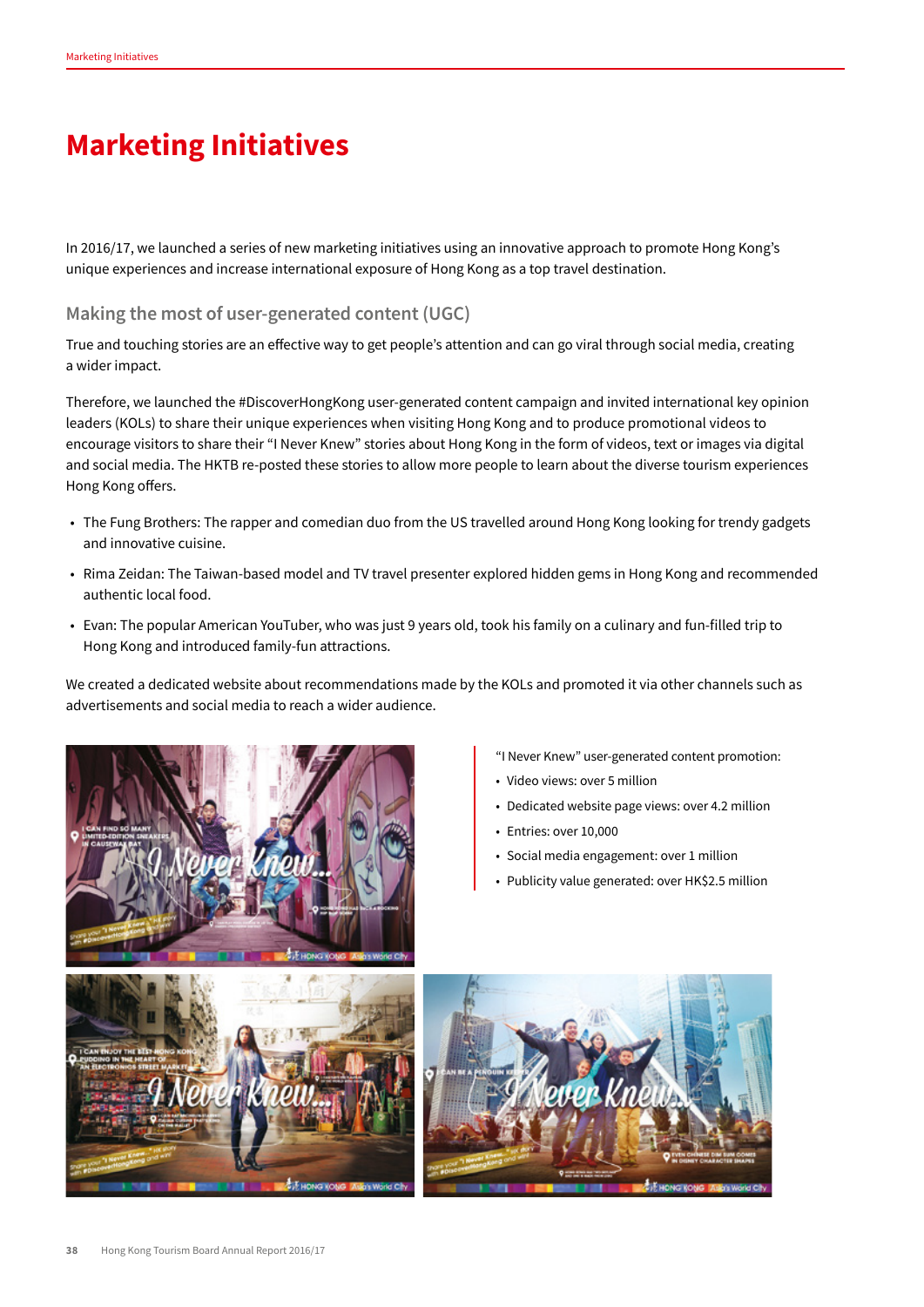# Marketing Initiatives

In 2016/17, we launched a series of new marketing initiatives using an innovative approach to promote Hong Kong's unique experiences and increase international exposure of Hong Kong as a top travel destination.

## Making the most of user-generated content (UGC)

True and touching stories are an effective way to get people's attention and can go viral through social media, creating a wider impact.

Therefore, we launched the #DiscoverHongKong user-generated content campaign and invited international key opinion leaders (KOLs) to share their unique experiences when visiting Hong Kong and to produce promotional videos to encourage visitors to share their "I Never Knew" stories about Hong Kong in the form of videos, text or images via digital and social media. The HKTB re-posted these stories to allow more people to learn about the diverse tourism experiences Hong Kong offers.

- The Fung Brothers: The rapper and comedian duo from the US travelled around Hong Kong looking for trendy gadgets and innovative cuisine.
- Rima Zeidan: The Taiwan-based model and TV travel presenter explored hidden gems in Hong Kong and recommended authentic local food.
- Evan: The popular American YouTuber, who was just 9 years old, took his family on a culinary and fun-filled trip to Hong Kong and introduced family-fun attractions.

We created a dedicated website about recommendations made by the KOLs and promoted it via other channels such as advertisements and social media to reach a wider audience.

"I Never Knew" user-generated content promotion:

- Video views: over 5 million
- Dedicated website page views: over 4.2 million
- Entries: over 10,000
- Social media engagement: over 1 million
- Publicity value generated: over HK$2.5 million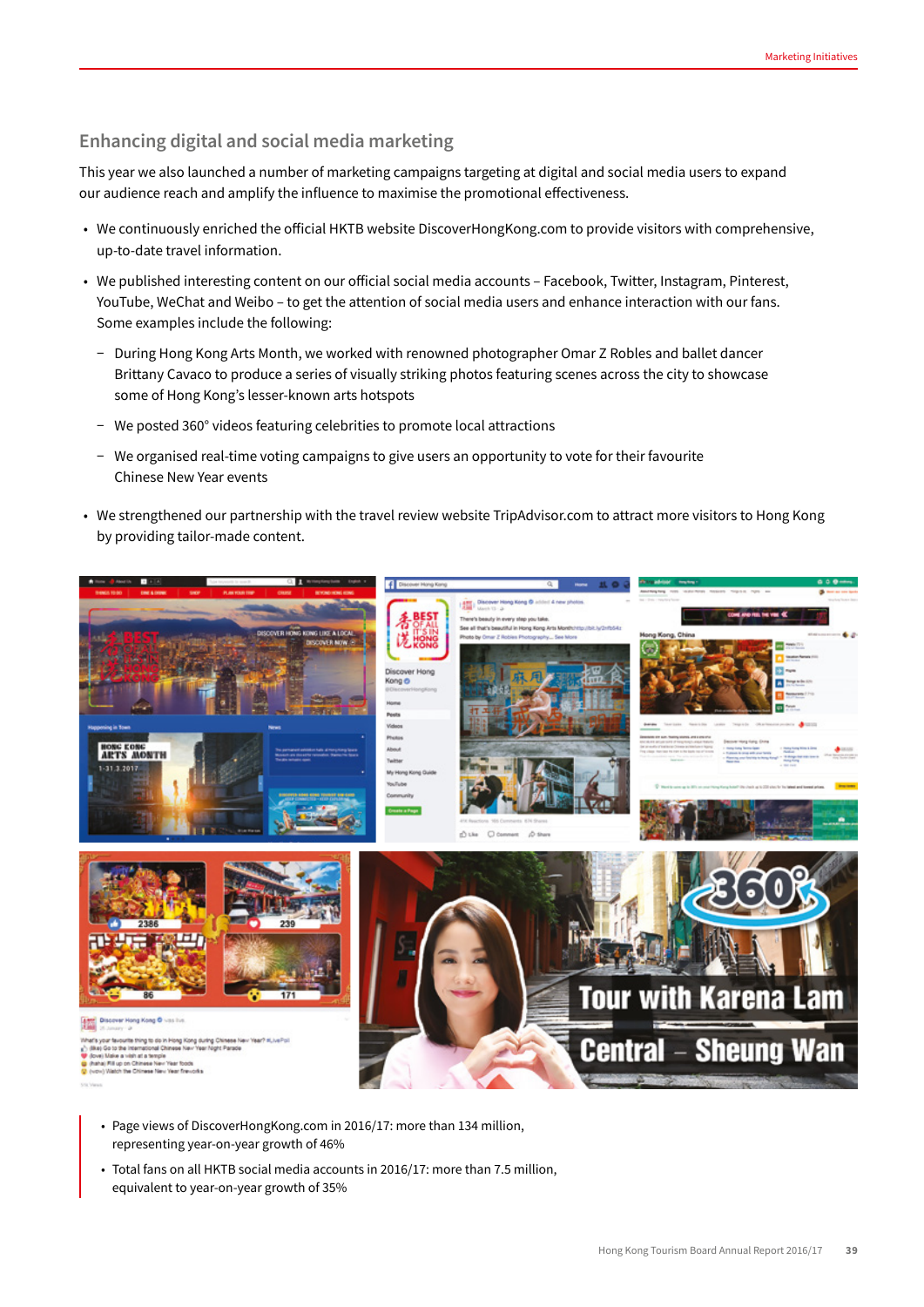## Enhancing digital and social media marketing

This year we also launched a number of marketing campaigns targeting at digital and social media users to expand our audience reach and amplify the influence to maximise the promotional effectiveness.

- We continuously enriched the official HKTB website DiscoverHongKong.com to provide visitors with comprehensive, up-to-date travel information.
- We published interesting content on our official social media accounts – Facebook, Twitter, Instagram, Pinterest, YouTube, WeChat and Weibo – to get the attention of social media users and enhance interaction with our fans. Some examples include the following:
  - During Hong Kong Arts Month, we worked with renowned photographer Omar Z Robles and ballet dancer Brittany Cavaco to produce a series of visually striking photos featuring scenes across the city to showcase some of Hong Kong's lesser-known arts hotspots
  - We posted 360° videos featuring celebrities to promote local attractions
  - We organised real-time voting campaigns to give users an opportunity to vote for their favourite Chinese New Year events
- We strengthened our partnership with the travel review website TripAdvisor.com to attract more visitors to Hong Kong by providing tailor-made content.

- Page views of DiscoverHongKong.com in 2016/17: more than 134 million, representing year-on-year growth of 46%
- Total fans on all HKTB social media accounts in 2016/17: more than 7.5 million, equivalent to year-on-year growth of 35%